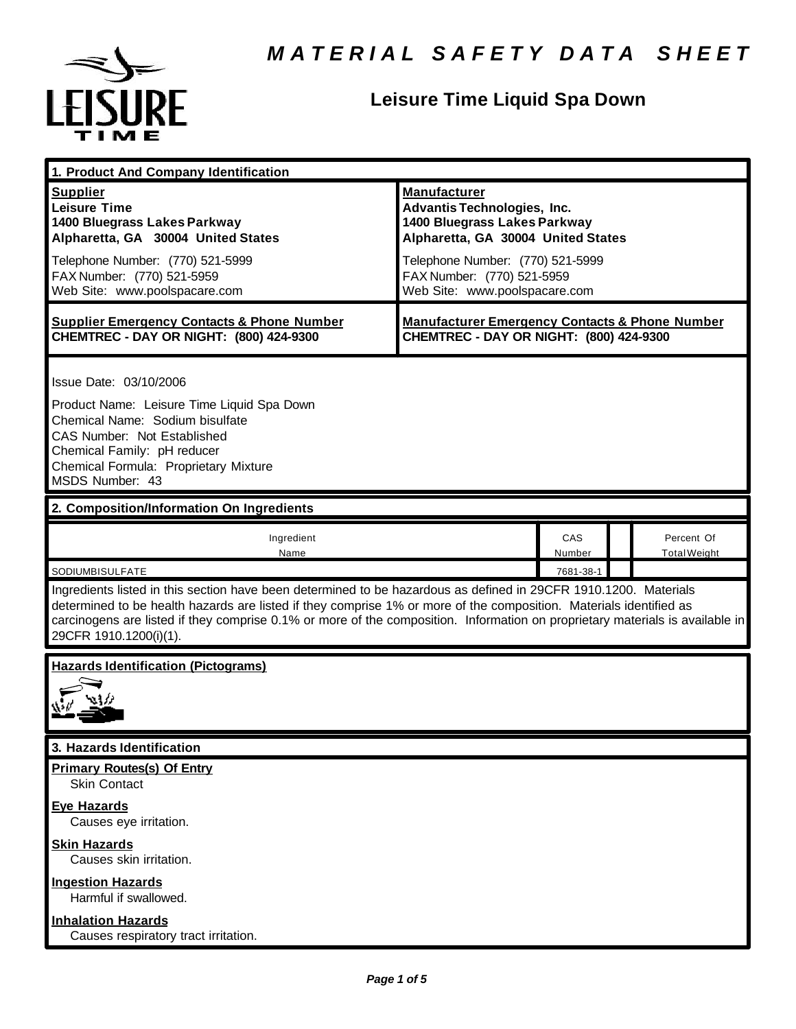# MATERIAL SAFETY DATA SHEET

## Leisure Time Liquid Spa Down

### 1. Product And Company Identification

| **Supplier** | **Manufacturer** |
|---|---|
| **Leisure Time** | **Advantis Technologies, Inc.** |
| **1400 Bluegrass Lakes Parkway** | **1400 Bluegrass Lakes Parkway** |
| **Alpharetta, GA 30004 United States** | **Alpharetta, GA 30004 United States** |
| Telephone Number: (770) 521-5999 | Telephone Number: (770) 521-5999 |
| FAX Number: (770) 521-5959 | FAX Number: (770) 521-5959 |
| Web Site: www.poolspacare.com | Web Site: www.poolspacare.com |
| **Supplier Emergency Contacts & Phone Number** | **Manufacturer Emergency Contacts & Phone Number** |
| **CHEMTREC - DAY OR NIGHT: (800) 424-9300** | **CHEMTREC - DAY OR NIGHT: (800) 424-9300** |

Issue Date: 03/10/2006

Product Name: Leisure Time Liquid Spa Down
Chemical Name: Sodium bisulfate
CAS Number: Not Established
Chemical Family: pH reducer
Chemical Formula: Proprietary Mixture
MSDS Number: 43

### 2. Composition/Information On Ingredients

| Ingredient Name | CAS Number | | Percent Of Total Weight |
|---|---|---|---|
| SODIUMBISULFATE | 7681-38-1 | | |

Ingredients listed in this section have been determined to be hazardous as defined in 29CFR 1910.1200. Materials determined to be health hazards are listed if they comprise 1% or more of the composition. Materials identified as carcinogens are listed if they comprise 0.1% or more of the composition. Information on proprietary materials is available in 29CFR 1910.1200(i)(1).

### Hazards Identification (Pictograms)

### 3. Hazards Identification

**Primary Routes(s) Of Entry**
Skin Contact

**Eye Hazards**
Causes eye irritation.

**Skin Hazards**
Causes skin irritation.

**Ingestion Hazards**
Harmful if swallowed.

**Inhalation Hazards**
Causes respiratory tract irritation.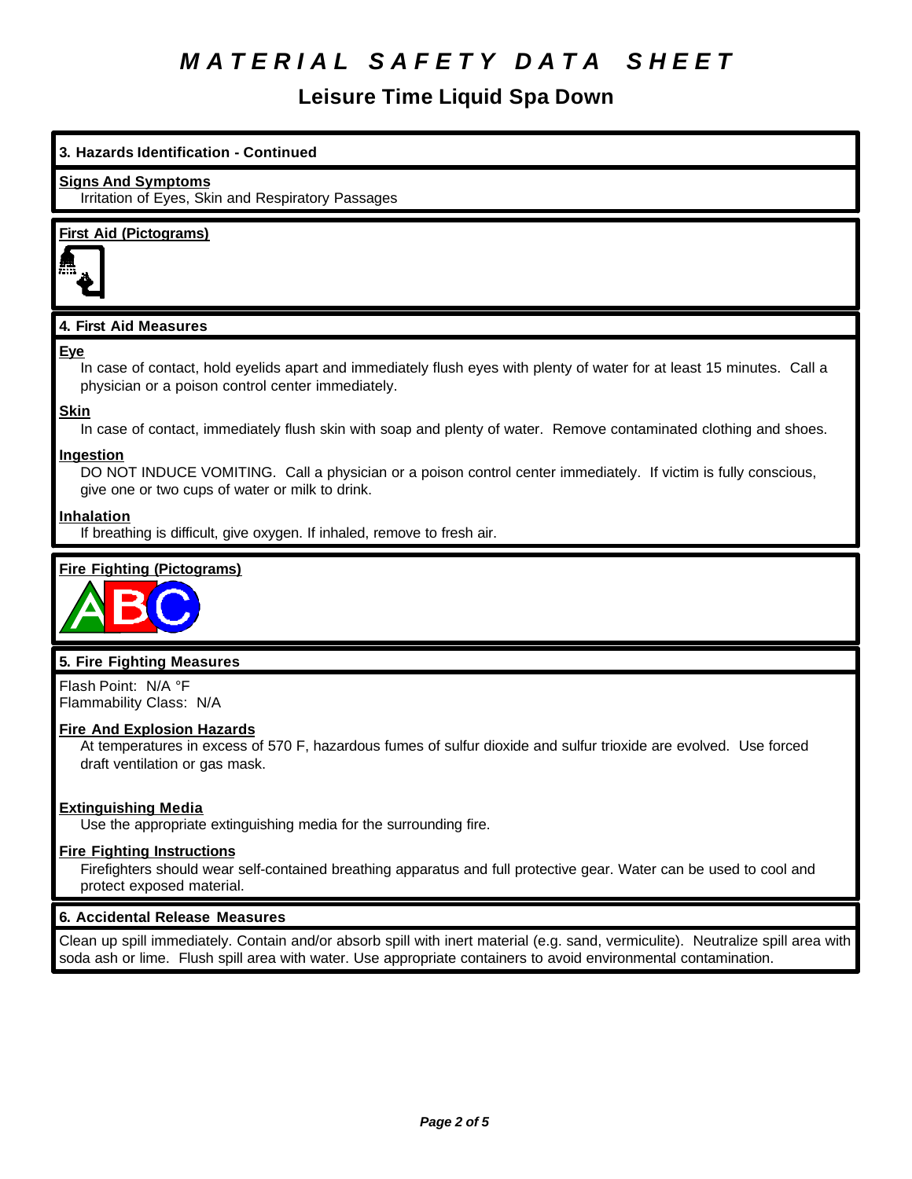# MATERIAL SAFETY DATA SHEET

## Leisure Time Liquid Spa Down

### 3. Hazards Identification - Continued

**Signs And Symptoms**

Irritation of Eyes, Skin and Respiratory Passages

**First Aid (Pictograms)**

### 4. First Aid Measures

**Eye**

In case of contact, hold eyelids apart and immediately flush eyes with plenty of water for at least 15 minutes. Call a physician or a poison control center immediately.

**Skin**

In case of contact, immediately flush skin with soap and plenty of water. Remove contaminated clothing and shoes.

**Ingestion**

DO NOT INDUCE VOMITING. Call a physician or a poison control center immediately. If victim is fully conscious, give one or two cups of water or milk to drink.

**Inhalation**

If breathing is difficult, give oxygen. If inhaled, remove to fresh air.

**Fire Fighting (Pictograms)**

### 5. Fire Fighting Measures

Flash Point: N/A °F
Flammability Class: N/A

**Fire And Explosion Hazards**

At temperatures in excess of 570 F, hazardous fumes of sulfur dioxide and sulfur trioxide are evolved. Use forced draft ventilation or gas mask.

**Extinguishing Media**

Use the appropriate extinguishing media for the surrounding fire.

**Fire Fighting Instructions**

Firefighters should wear self-contained breathing apparatus and full protective gear. Water can be used to cool and protect exposed material.

### 6. Accidental Release Measures

Clean up spill immediately. Contain and/or absorb spill with inert material (e.g. sand, vermiculite). Neutralize spill area with soda ash or lime. Flush spill area with water. Use appropriate containers to avoid environmental contamination.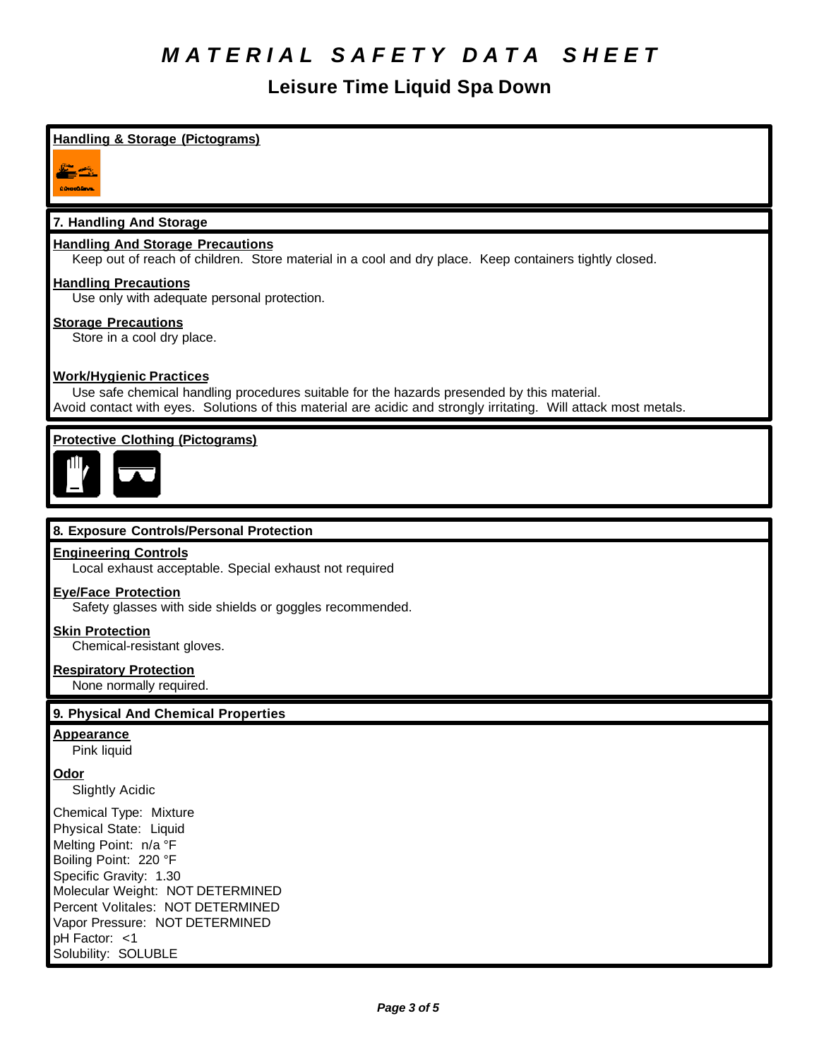# *MATERIAL SAFETY DATA SHEET*

## Leisure Time Liquid Spa Down

**Handling & Storage (Pictograms)**

### 7. Handling And Storage

**Handling And Storage Precautions**
Keep out of reach of children. Store material in a cool and dry place. Keep containers tightly closed.

**Handling Precautions**
Use only with adequate personal protection.

**Storage Precautions**
Store in a cool dry place.

**Work/Hygienic Practices**
Use safe chemical handling procedures suitable for the hazards presended by this material.
Avoid contact with eyes. Solutions of this material are acidic and strongly irritating. Will attack most metals.

**Protective Clothing (Pictograms)**

### 8. Exposure Controls/Personal Protection

**Engineering Controls**
Local exhaust acceptable. Special exhaust not required

**Eye/Face Protection**
Safety glasses with side shields or goggles recommended.

**Skin Protection**
Chemical-resistant gloves.

**Respiratory Protection**
None normally required.

### 9. Physical And Chemical Properties

**Appearance**
Pink liquid

**Odor**
Slightly Acidic

Chemical Type: Mixture
Physical State: Liquid
Melting Point: n/a °F
Boiling Point: 220 °F
Specific Gravity: 1.30
Molecular Weight: NOT DETERMINED
Percent Volitales: NOT DETERMINED
Vapor Pressure: NOT DETERMINED
pH Factor: <1
Solubility: SOLUBLE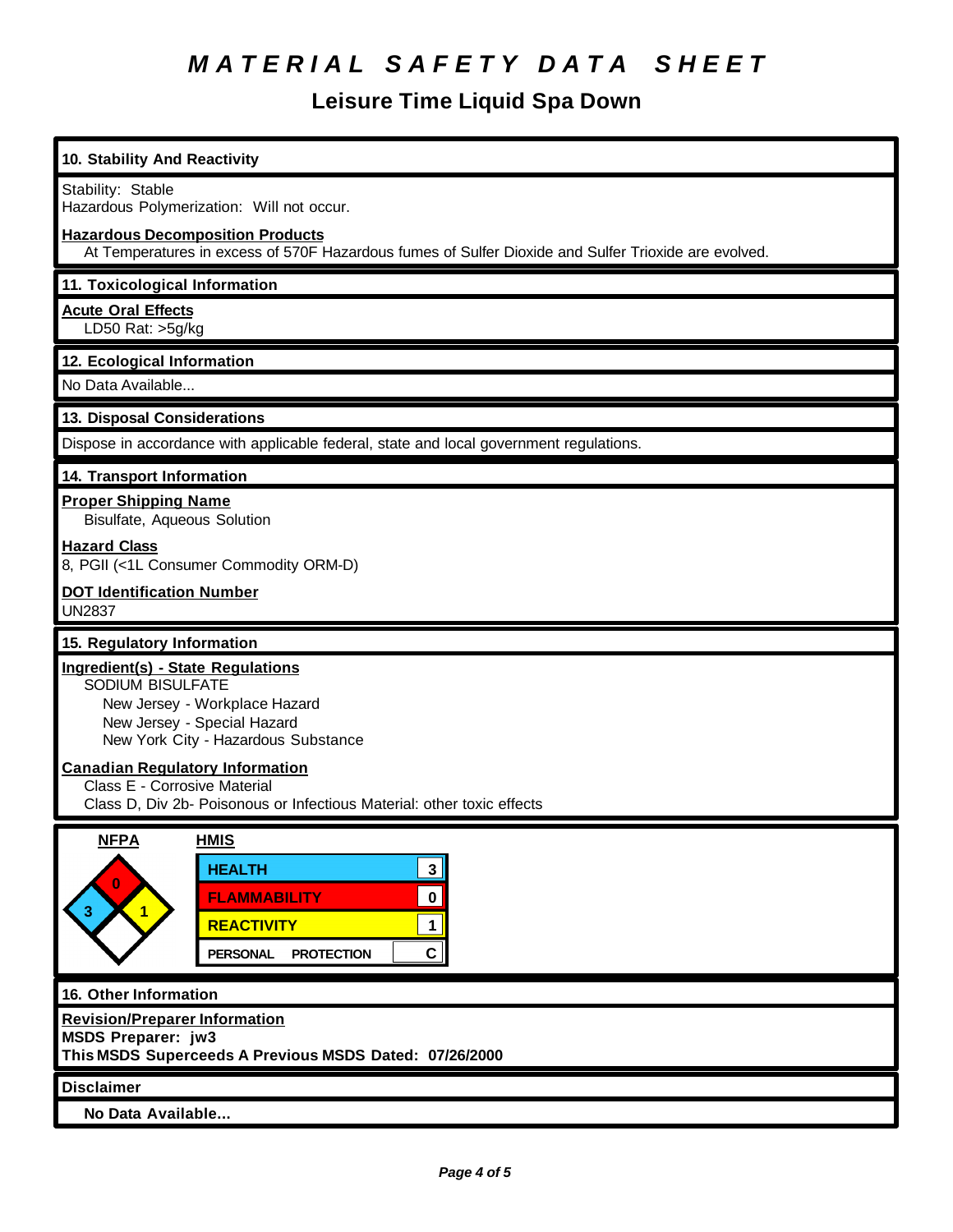# MATERIAL SAFETY DATA SHEET

## Leisure Time Liquid Spa Down

### 10. Stability And Reactivity

Stability: Stable
Hazardous Polymerization: Will not occur.

**Hazardous Decomposition Products**
At Temperatures in excess of 570F Hazardous fumes of Sulfer Dioxide and Sulfer Trioxide are evolved.

### 11. Toxicological Information

**Acute Oral Effects**
LD50 Rat: >5g/kg

### 12. Ecological Information

No Data Available...

### 13. Disposal Considerations

Dispose in accordance with applicable federal, state and local government regulations.

### 14. Transport Information

**Proper Shipping Name**
Bisulfate, Aqueous Solution

**Hazard Class**
8, PGII (<1L Consumer Commodity ORM-D)

**DOT Identification Number**
UN2837

### 15. Regulatory Information

**Ingredient(s) - State Regulations**
SODIUM BISULFATE
- New Jersey - Workplace Hazard
- New Jersey - Special Hazard
- New York City - Hazardous Substance

**Canadian Regulatory Information**
Class E - Corrosive Material
Class D, Div 2b- Poisonous or Infectious Material: other toxic effects

**NFPA**

| Category | Rating |
| --- | --- |
| Flammability (red) | 0 |
| Health (blue) | 3 |
| Reactivity (yellow) | 1 |
| Special (white) | |

**HMIS**

| Category | Rating |
| --- | --- |
| HEALTH | 3 |
| FLAMMABILITY | 0 |
| REACTIVITY | 1 |
| PERSONAL PROTECTION | C |

### 16. Other Information

**Revision/Preparer Information**
**MSDS Preparer: jw3**
**This MSDS Superceeds A Previous MSDS Dated: 07/26/2000**

### Disclaimer

**No Data Available...**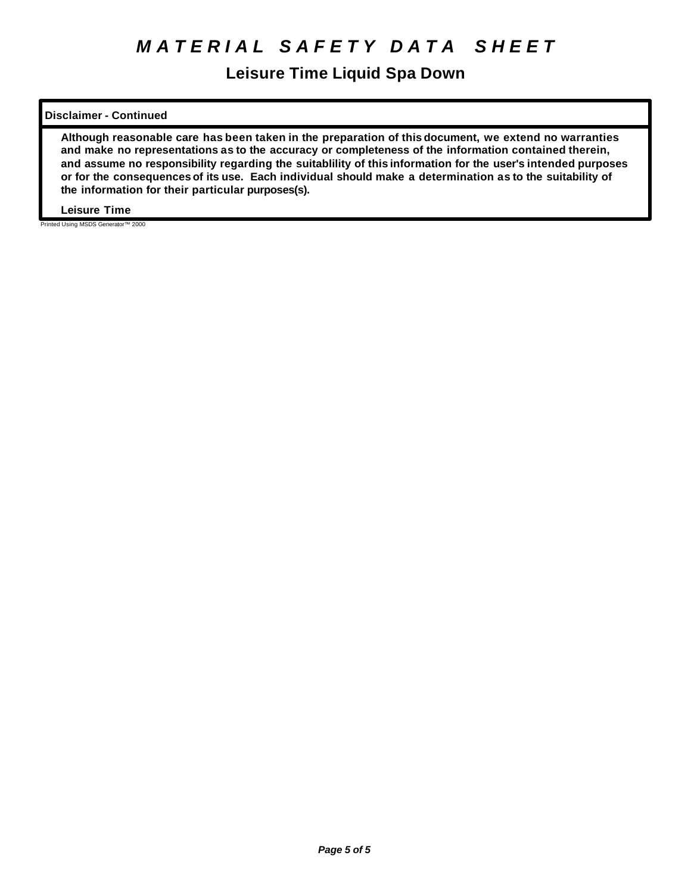**Disclaimer - Continued**

**Although reasonable care has been taken in the preparation of this document, we extend no warranties and make no representations as to the accuracy or completeness of the information contained therein, and assume no responsibility regarding the suitablility of this information for the user's intended purposes or for the consequences of its use. Each individual should make a determination as to the suitability of the information for their particular purposes(s).**

**Leisure Time**

Printed Using MSDS Generator™ 2000